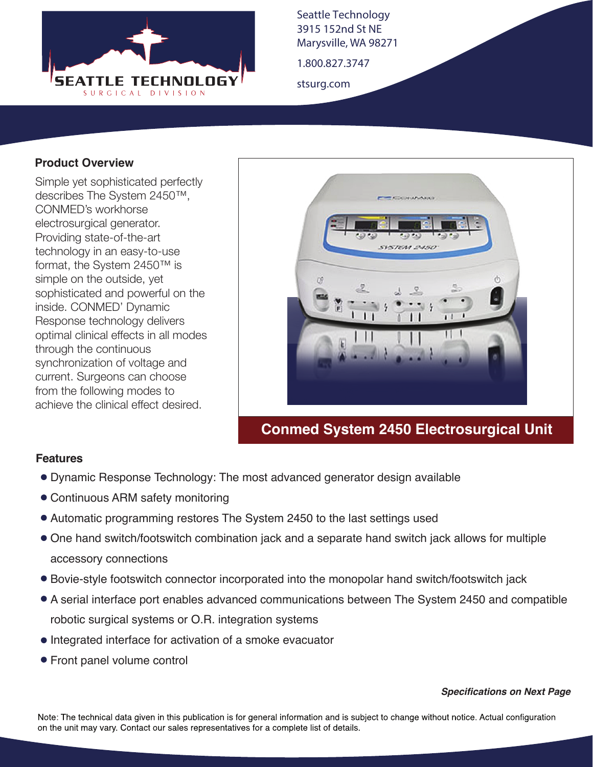Seattle Technology
3915 152nd St NE
Marysville, WA 98271

1.800.827.3747

stsurg.com

## Product Overview

Simple yet sophisticated perfectly describes The System 2450™, CONMED's workhorse electrosurgical generator. Providing state-of-the-art technology in an easy-to-use format, the System 2450™ is simple on the outside, yet sophisticated and powerful on the inside. CONMED' Dynamic Response technology delivers optimal clinical effects in all modes through the continuous synchronization of voltage and current. Surgeons can choose from the following modes to achieve the clinical effect desired.

**Conmed System 2450 Electrosurgical Unit**

## Features

- Dynamic Response Technology: The most advanced generator design available
- Continuous ARM safety monitoring
- Automatic programming restores The System 2450 to the last settings used
- One hand switch/footswitch combination jack and a separate hand switch jack allows for multiple accessory connections
- Bovie-style footswitch connector incorporated into the monopolar hand switch/footswitch jack
- A serial interface port enables advanced communications between The System 2450 and compatible robotic surgical systems or O.R. integration systems
- Integrated interface for activation of a smoke evacuator
- Front panel volume control

***Specifications on Next Page***

Note: The technical data given in this publication is for general information and is subject to change without notice. Actual configuration on the unit may vary. Contact our sales representatives for a complete list of details.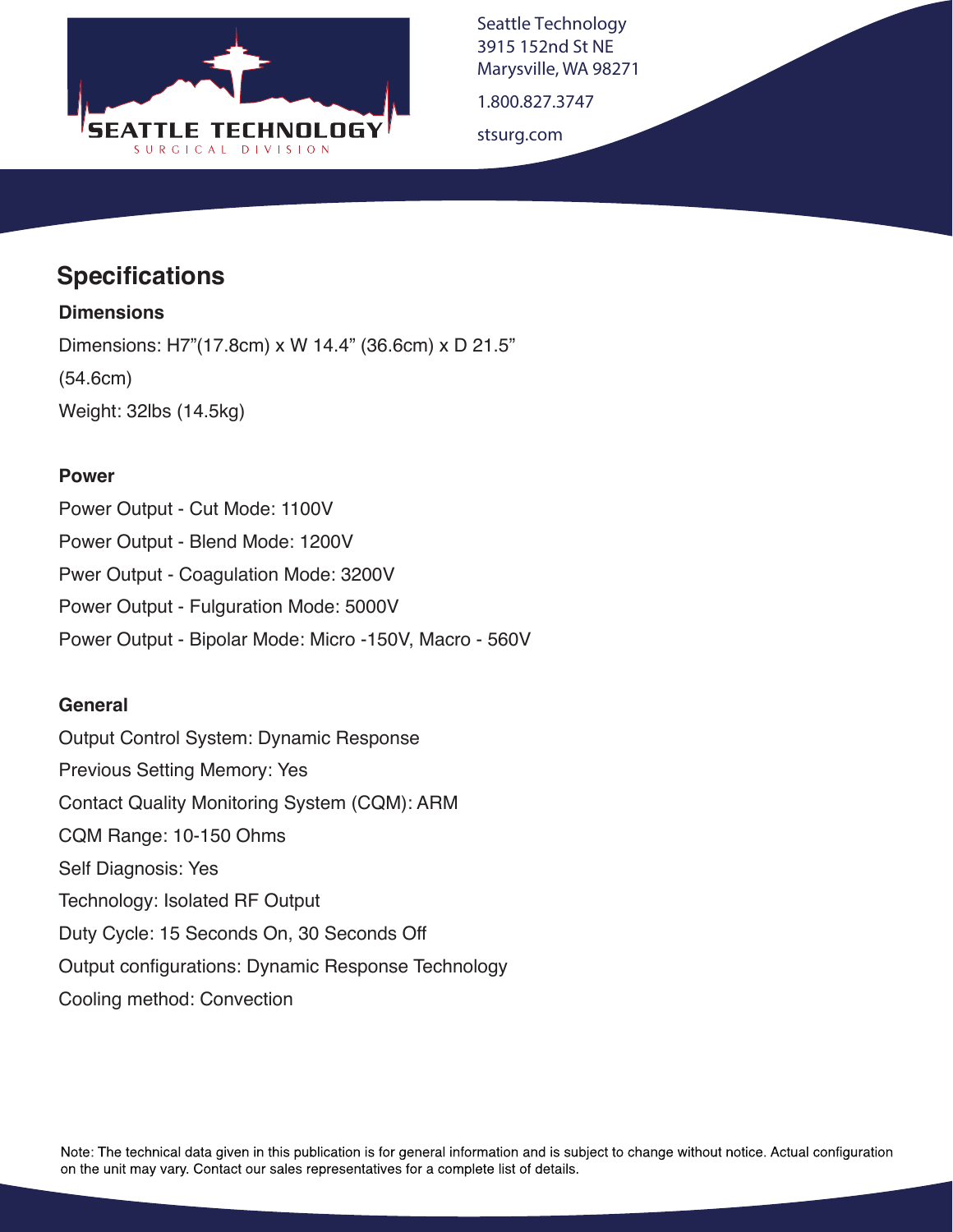Seattle Technology
3915 152nd St NE
Marysville, WA 98271

1.800.827.3747

stsurg.com

# Specifications

**Dimensions**

Dimensions: H7”(17.8cm) x W 14.4” (36.6cm) x D 21.5” (54.6cm)

Weight: 32lbs (14.5kg)

**Power**

Power Output - Cut Mode: 1100V

Power Output - Blend Mode: 1200V

Pwer Output - Coagulation Mode: 3200V

Power Output - Fulguration Mode: 5000V

Power Output - Bipolar Mode: Micro -150V, Macro - 560V

**General**

Output Control System: Dynamic Response

Previous Setting Memory: Yes

Contact Quality Monitoring System (CQM): ARM

CQM Range: 10-150 Ohms

Self Diagnosis: Yes

Technology: Isolated RF Output

Duty Cycle: 15 Seconds On, 30 Seconds Off

Output configurations: Dynamic Response Technology

Cooling method: Convection

Note: The technical data given in this publication is for general information and is subject to change without notice. Actual configuration on the unit may vary. Contact our sales representatives for a complete list of details.